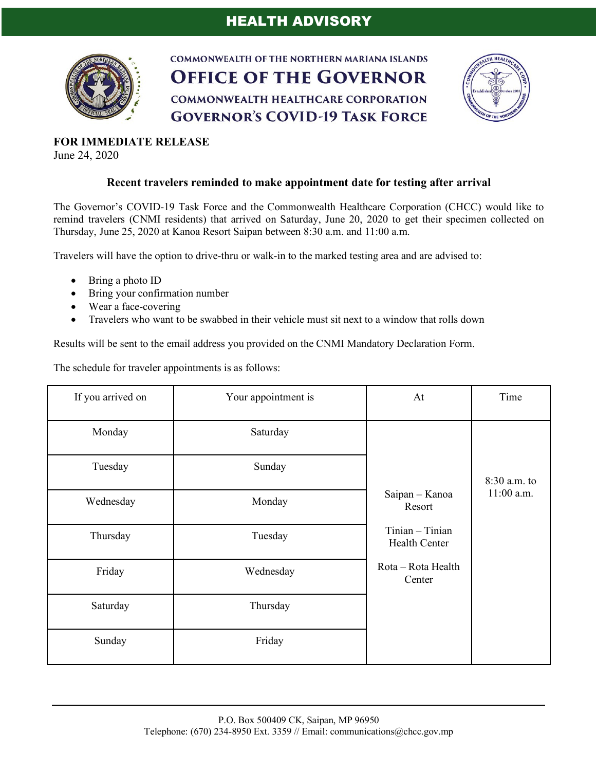# HEALTH ADVISORY

COMMONWEALTH OF THE NORTHERN MARIANA ISLANDS

**OFFICE OF THE GOVERNOR**

COMMONWEALTH HEALTHCARE CORPORATION

**GOVERNOR'S COVID-19 TASK FORCE**

**FOR IMMEDIATE RELEASE**
June 24, 2020

**Recent travelers reminded to make appointment date for testing after arrival**

The Governor's COVID-19 Task Force and the Commonwealth Healthcare Corporation (CHCC) would like to remind travelers (CNMI residents) that arrived on Saturday, June 20, 2020 to get their specimen collected on Thursday, June 25, 2020 at Kanoa Resort Saipan between 8:30 a.m. and 11:00 a.m.

Travelers will have the option to drive-thru or walk-in to the marked testing area and are advised to:

- Bring a photo ID
- Bring your confirmation number
- Wear a face-covering
- Travelers who want to be swabbed in their vehicle must sit next to a window that rolls down

Results will be sent to the email address you provided on the CNMI Mandatory Declaration Form.

The schedule for traveler appointments is as follows:

| If you arrived on | Your appointment is | At | Time |
|---|---|---|---|
| Monday | Saturday | Saipan – Kanoa Resort<br>Tinian – Tinian Health Center<br>Rota – Rota Health Center | 8:30 a.m. to 11:00 a.m. |
| Tuesday | Sunday | | |
| Wednesday | Monday | | |
| Thursday | Tuesday | | |
| Friday | Wednesday | | |
| Saturday | Thursday | | |
| Sunday | Friday | | |

P.O. Box 500409 CK, Saipan, MP 96950
Telephone: (670) 234-8950 Ext. 3359 // Email: communications@chcc.gov.mp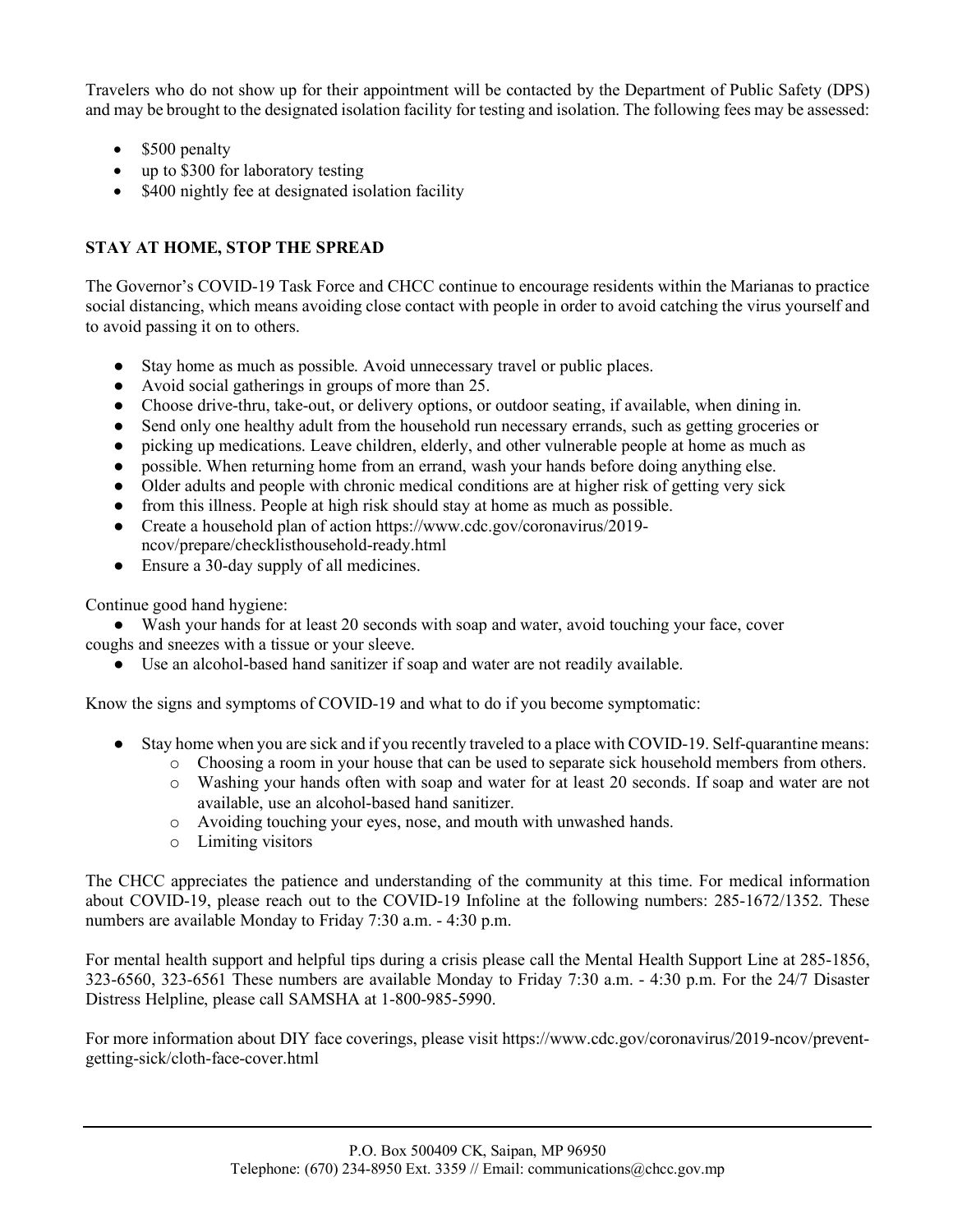Travelers who do not show up for their appointment will be contacted by the Department of Public Safety (DPS) and may be brought to the designated isolation facility for testing and isolation. The following fees may be assessed:

- $500 penalty
- up to $300 for laboratory testing
- $400 nightly fee at designated isolation facility

## STAY AT HOME, STOP THE SPREAD

The Governor's COVID-19 Task Force and CHCC continue to encourage residents within the Marianas to practice social distancing, which means avoiding close contact with people in order to avoid catching the virus yourself and to avoid passing it on to others.

- Stay home as much as possible. Avoid unnecessary travel or public places.
- Avoid social gatherings in groups of more than 25.
- Choose drive-thru, take-out, or delivery options, or outdoor seating, if available, when dining in.
- Send only one healthy adult from the household run necessary errands, such as getting groceries or
- picking up medications. Leave children, elderly, and other vulnerable people at home as much as
- possible. When returning home from an errand, wash your hands before doing anything else.
- Older adults and people with chronic medical conditions are at higher risk of getting very sick
- from this illness. People at high risk should stay at home as much as possible.
- Create a household plan of action https://www.cdc.gov/coronavirus/2019-ncov/prepare/checklisthousehold-ready.html
- Ensure a 30-day supply of all medicines.

Continue good hand hygiene:

- Wash your hands for at least 20 seconds with soap and water, avoid touching your face, cover coughs and sneezes with a tissue or your sleeve.
- Use an alcohol-based hand sanitizer if soap and water are not readily available.

Know the signs and symptoms of COVID-19 and what to do if you become symptomatic:

- Stay home when you are sick and if you recently traveled to a place with COVID-19. Self-quarantine means:
  - Choosing a room in your house that can be used to separate sick household members from others.
  - Washing your hands often with soap and water for at least 20 seconds. If soap and water are not available, use an alcohol-based hand sanitizer.
  - Avoiding touching your eyes, nose, and mouth with unwashed hands.
  - Limiting visitors

The CHCC appreciates the patience and understanding of the community at this time. For medical information about COVID-19, please reach out to the COVID-19 Infoline at the following numbers: 285-1672/1352. These numbers are available Monday to Friday 7:30 a.m. - 4:30 p.m.

For mental health support and helpful tips during a crisis please call the Mental Health Support Line at 285-1856, 323-6560, 323-6561 These numbers are available Monday to Friday 7:30 a.m. - 4:30 p.m. For the 24/7 Disaster Distress Helpline, please call SAMSHA at 1-800-985-5990.

For more information about DIY face coverings, please visit https://www.cdc.gov/coronavirus/2019-ncov/prevent-getting-sick/cloth-face-cover.html

P.O. Box 500409 CK, Saipan, MP 96950
Telephone: (670) 234-8950 Ext. 3359 // Email: communications@chcc.gov.mp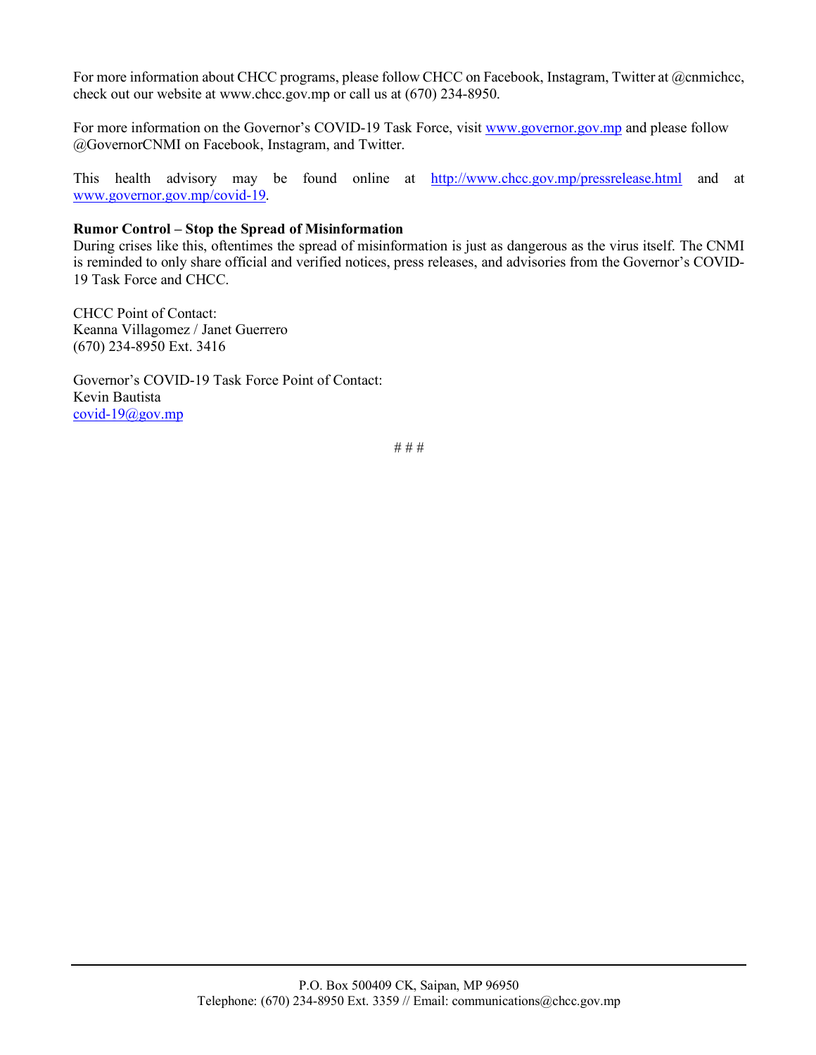For more information about CHCC programs, please follow CHCC on Facebook, Instagram, Twitter at @cnmichcc, check out our website at www.chcc.gov.mp or call us at (670) 234-8950.

For more information on the Governor's COVID-19 Task Force, visit www.governor.gov.mp and please follow @GovernorCNMI on Facebook, Instagram, and Twitter.

This health advisory may be found online at http://www.chcc.gov.mp/pressrelease.html and at www.governor.gov.mp/covid-19.

**Rumor Control – Stop the Spread of Misinformation**
During crises like this, oftentimes the spread of misinformation is just as dangerous as the virus itself. The CNMI is reminded to only share official and verified notices, press releases, and advisories from the Governor's COVID-19 Task Force and CHCC.

CHCC Point of Contact:
Keanna Villagomez / Janet Guerrero
(670) 234-8950 Ext. 3416

Governor's COVID-19 Task Force Point of Contact:
Kevin Bautista
covid-19@gov.mp

# # #

P.O. Box 500409 CK, Saipan, MP 96950
Telephone: (670) 234-8950 Ext. 3359 // Email: communications@chcc.gov.mp